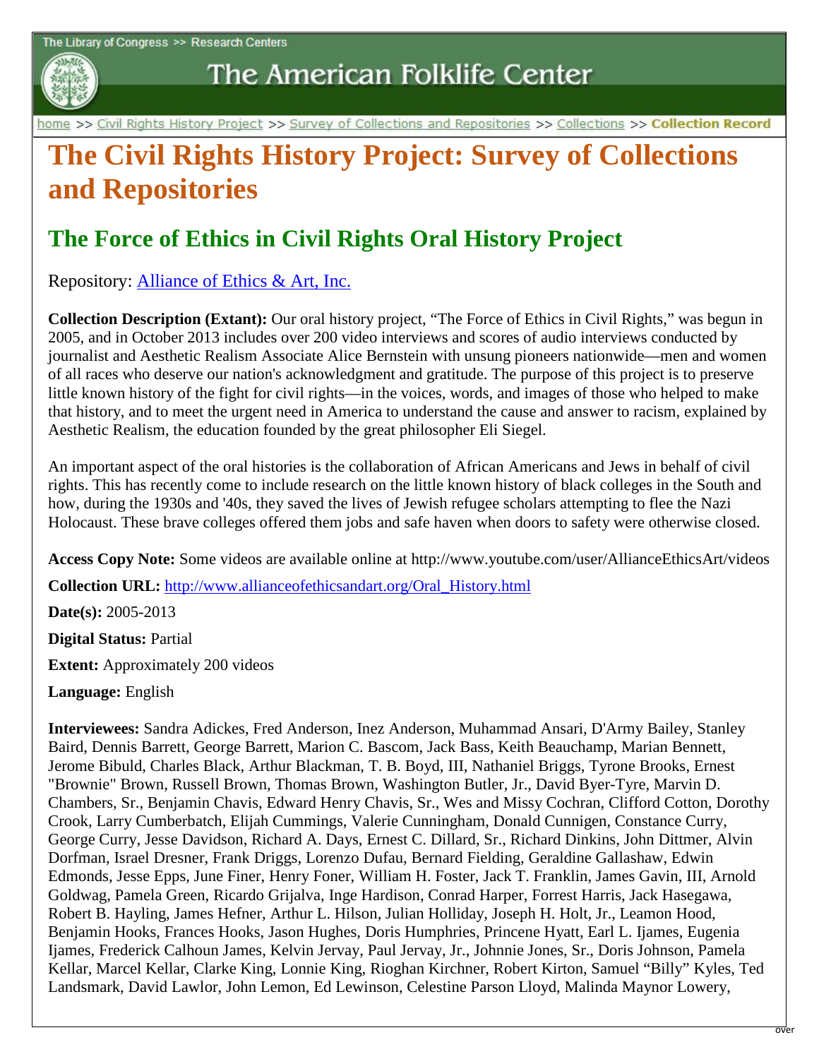The Library of Congress >> Research Centers

# The American Folklife Center

home >> Civil Rights History Project >> Survey of Collections and Repositories >> Collections >> **Collection Record**

# The Civil Rights History Project: Survey of Collections and Repositories

## The Force of Ethics in Civil Rights Oral History Project

Repository: [Alliance of Ethics & Art, Inc.](#)

**Collection Description (Extant):** Our oral history project, "The Force of Ethics in Civil Rights," was begun in 2005, and in October 2013 includes over 200 video interviews and scores of audio interviews conducted by journalist and Aesthetic Realism Associate Alice Bernstein with unsung pioneers nationwide—men and women of all races who deserve our nation's acknowledgment and gratitude. The purpose of this project is to preserve little known history of the fight for civil rights—in the voices, words, and images of those who helped to make that history, and to meet the urgent need in America to understand the cause and answer to racism, explained by Aesthetic Realism, the education founded by the great philosopher Eli Siegel.

An important aspect of the oral histories is the collaboration of African Americans and Jews in behalf of civil rights. This has recently come to include research on the little known history of black colleges in the South and how, during the 1930s and '40s, they saved the lives of Jewish refugee scholars attempting to flee the Nazi Holocaust. These brave colleges offered them jobs and safe haven when doors to safety were otherwise closed.

**Access Copy Note:** Some videos are available online at http://www.youtube.com/user/AllianceEthicsArt/videos

**Collection URL:** http://www.allianceofethicsandart.org/Oral_History.html

**Date(s):** 2005-2013

**Digital Status:** Partial

**Extent:** Approximately 200 videos

**Language:** English

**Interviewees:** Sandra Adickes, Fred Anderson, Inez Anderson, Muhammad Ansari, D'Army Bailey, Stanley Baird, Dennis Barrett, George Barrett, Marion C. Bascom, Jack Bass, Keith Beauchamp, Marian Bennett, Jerome Bibuld, Charles Black, Arthur Blackman, T. B. Boyd, III, Nathaniel Briggs, Tyrone Brooks, Ernest "Brownie" Brown, Russell Brown, Thomas Brown, Washington Butler, Jr., David Byer-Tyre, Marvin D. Chambers, Sr., Benjamin Chavis, Edward Henry Chavis, Sr., Wes and Missy Cochran, Clifford Cotton, Dorothy Crook, Larry Cumberbatch, Elijah Cummings, Valerie Cunningham, Donald Cunnigen, Constance Curry, George Curry, Jesse Davidson, Richard A. Days, Ernest C. Dillard, Sr., Richard Dinkins, John Dittmer, Alvin Dorfman, Israel Dresner, Frank Driggs, Lorenzo Dufau, Bernard Fielding, Geraldine Gallashaw, Edwin Edmonds, Jesse Epps, June Finer, Henry Foner, William H. Foster, Jack T. Franklin, James Gavin, III, Arnold Goldwag, Pamela Green, Ricardo Grijalva, Inge Hardison, Conrad Harper, Forrest Harris, Jack Hasegawa, Robert B. Hayling, James Hefner, Arthur L. Hilson, Julian Holliday, Joseph H. Holt, Jr., Leamon Hood, Benjamin Hooks, Frances Hooks, Jason Hughes, Doris Humphries, Princene Hyatt, Earl L. Ijames, Eugenia Ijames, Frederick Calhoun James, Kelvin Jervay, Paul Jervay, Jr., Johnnie Jones, Sr., Doris Johnson, Pamela Kellar, Marcel Kellar, Clarke King, Lonnie King, Rioghan Kirchner, Robert Kirton, Samuel "Billy" Kyles, Ted Landsmark, David Lawlor, John Lemon, Ed Lewinson, Celestine Parson Lloyd, Malinda Maynor Lowery,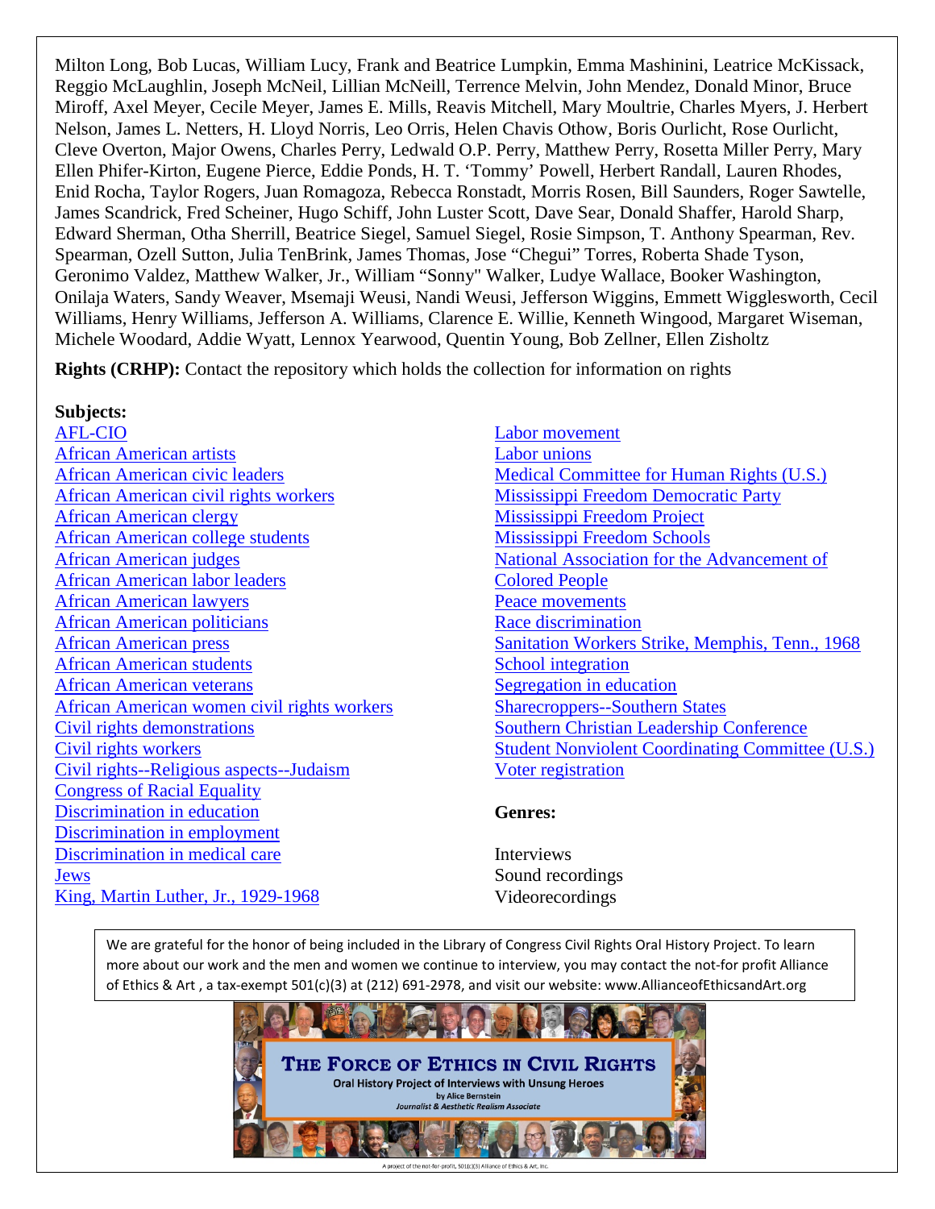Milton Long, Bob Lucas, William Lucy, Frank and Beatrice Lumpkin, Emma Mashinini, Leatrice McKissack, Reggio McLaughlin, Joseph McNeil, Lillian McNeill, Terrence Melvin, John Mendez, Donald Minor, Bruce Miroff, Axel Meyer, Cecile Meyer, James E. Mills, Reavis Mitchell, Mary Moultrie, Charles Myers, J. Herbert Nelson, James L. Netters, H. Lloyd Norris, Leo Orris, Helen Chavis Othow, Boris Ourlicht, Rose Ourlicht, Cleve Overton, Major Owens, Charles Perry, Ledwald O.P. Perry, Matthew Perry, Rosetta Miller Perry, Mary Ellen Phifer-Kirton, Eugene Pierce, Eddie Ponds, H. T. 'Tommy' Powell, Herbert Randall, Lauren Rhodes, Enid Rocha, Taylor Rogers, Juan Romagoza, Rebecca Ronstadt, Morris Rosen, Bill Saunders, Roger Sawtelle, James Scandrick, Fred Scheiner, Hugo Schiff, John Luster Scott, Dave Sear, Donald Shaffer, Harold Sharp, Edward Sherman, Otha Sherrill, Beatrice Siegel, Samuel Siegel, Rosie Simpson, T. Anthony Spearman, Rev. Spearman, Ozell Sutton, Julia TenBrink, James Thomas, Jose "Chegui" Torres, Roberta Shade Tyson, Geronimo Valdez, Matthew Walker, Jr., William "Sonny" Walker, Ludye Wallace, Booker Washington, Onilaja Waters, Sandy Weaver, Msemaji Weusi, Nandi Weusi, Jefferson Wiggins, Emmett Wigglesworth, Cecil Williams, Henry Williams, Jefferson A. Williams, Clarence E. Willie, Kenneth Wingood, Margaret Wiseman, Michele Woodard, Addie Wyatt, Lennox Yearwood, Quentin Young, Bob Zellner, Ellen Zisholtz

**Rights (CRHP):** Contact the repository which holds the collection for information on rights

**Subjects:**

- AFL-CIO
- African American artists
- African American civic leaders
- African American civil rights workers
- African American clergy
- African American college students
- African American judges
- African American labor leaders
- African American lawyers
- African American politicians
- African American press
- African American students
- African American veterans
- African American women civil rights workers
- Civil rights demonstrations
- Civil rights workers
- Civil rights--Religious aspects--Judaism
- Congress of Racial Equality
- Discrimination in education
- Discrimination in employment
- Discrimination in medical care
- Jews
- King, Martin Luther, Jr., 1929-1968
- Labor movement
- Labor unions
- Medical Committee for Human Rights (U.S.)
- Mississippi Freedom Democratic Party
- Mississippi Freedom Project
- Mississippi Freedom Schools
- National Association for the Advancement of Colored People
- Peace movements
- Race discrimination
- Sanitation Workers Strike, Memphis, Tenn., 1968
- School integration
- Segregation in education
- Sharecroppers--Southern States
- Southern Christian Leadership Conference
- Student Nonviolent Coordinating Committee (U.S.)
- Voter registration

**Genres:**

Interviews
Sound recordings
Videorecordings

We are grateful for the honor of being included in the Library of Congress Civil Rights Oral History Project. To learn more about our work and the men and women we continue to interview, you may contact the not-for profit Alliance of Ethics & Art , a tax-exempt 501(c)(3) at (212) 691-2978, and visit our website: www.AllianceofEthicsandArt.org

THE FORCE OF ETHICS IN CIVIL RIGHTS

Oral History Project of Interviews with Unsung Heroes

by Alice Bernstein

*Journalist & Aesthetic Realism Associate*

A project of the not-for-profit, 501(c)(3) Alliance of Ethics & Art, Inc.